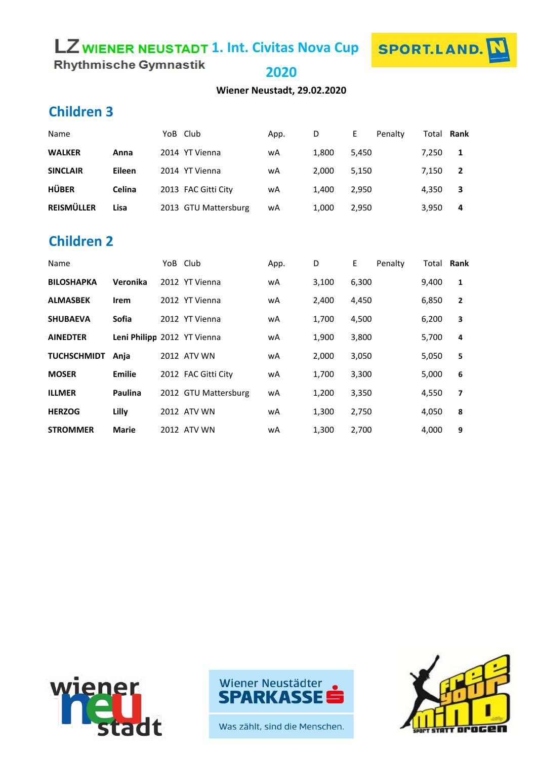# LZ WIENER NEUSTADT 1. Int. Civitas Nova Cup 2020

Rhythmische Gymnastik

SPORT.LAND. N

**Wiener Neustadt, 29.02.2020**

## Children 3

| Name | | YoB | Club | App. | D | E | Penalty | Total | Rank |
|---|---|---|---|---|---|---|---|---|---|
| **WALKER** | **Anna** | 2014 | YT Vienna | wA | 1,800 | 5,450 | | 7,250 | **1** |
| **SINCLAIR** | **Eileen** | 2014 | YT Vienna | wA | 2,000 | 5,150 | | 7,150 | **2** |
| **HÜBER** | **Celina** | 2013 | FAC Gitti City | wA | 1,400 | 2,950 | | 4,350 | **3** |
| **REISMÜLLER** | **Lisa** | 2013 | GTU Mattersburg | wA | 1,000 | 2,950 | | 3,950 | **4** |

## Children 2

| Name | | YoB | Club | App. | D | E | Penalty | Total | Rank |
|---|---|---|---|---|---|---|---|---|---|
| **BILOSHAPKA** | **Veronika** | 2012 | YT Vienna | wA | 3,100 | 6,300 | | 9,400 | **1** |
| **ALMASBEK** | **Irem** | 2012 | YT Vienna | wA | 2,400 | 4,450 | | 6,850 | **2** |
| **SHUBAEVA** | **Sofia** | 2012 | YT Vienna | wA | 1,700 | 4,500 | | 6,200 | **3** |
| **AINEDTER** | **Leni Philipp** | 2012 | YT Vienna | wA | 1,900 | 3,800 | | 5,700 | **4** |
| **TUCHSCHMIDT** | **Anja** | 2012 | ATV WN | wA | 2,000 | 3,050 | | 5,050 | **5** |
| **MOSER** | **Emilie** | 2012 | FAC Gitti City | wA | 1,700 | 3,300 | | 5,000 | **6** |
| **ILLMER** | **Paulina** | 2012 | GTU Mattersburg | wA | 1,200 | 3,350 | | 4,550 | **7** |
| **HERZOG** | **Lilly** | 2012 | ATV WN | wA | 1,300 | 2,750 | | 4,050 | **8** |
| **STROMMER** | **Marie** | 2012 | ATV WN | wA | 1,300 | 2,700 | | 4,000 | **9** |

wiener neu stadt

Wiener Neustädter SPARKASSE

Was zählt, sind die Menschen.

free your mind – sport statt drogen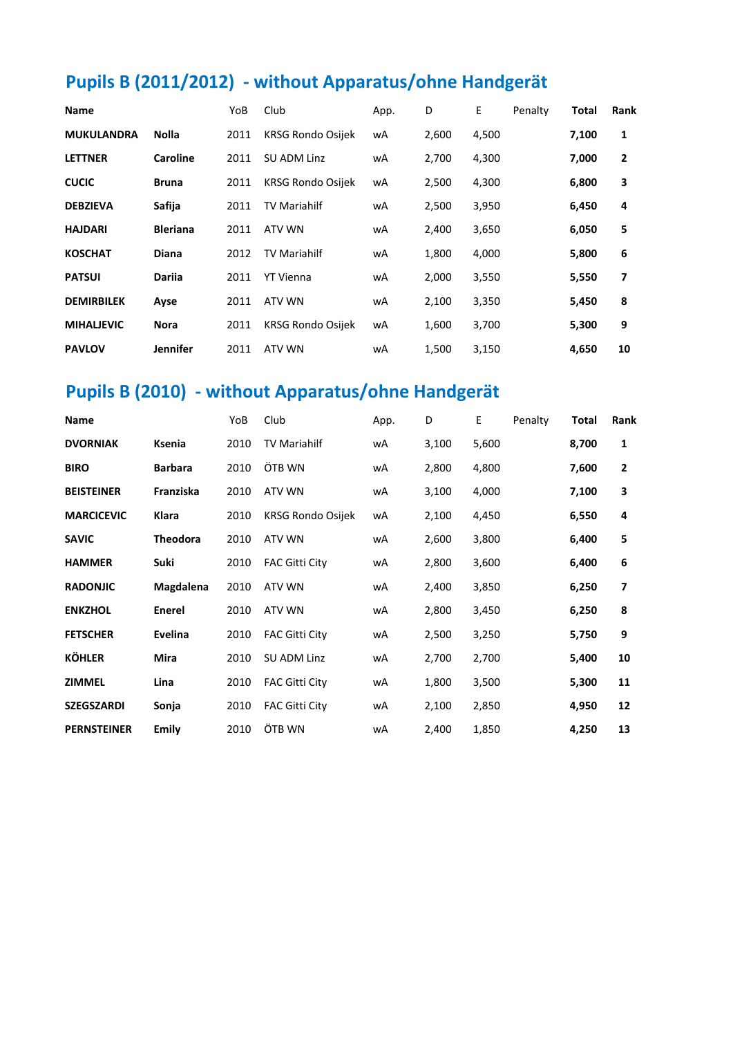## Pupils B (2011/2012) - without Apparatus/ohne Handgerät

| Name | | YoB | Club | App. | D | E | Penalty | Total | Rank |
|---|---|---|---|---|---|---|---|---|---|
| **MUKULANDRA** | **Nolla** | 2011 | KRSG Rondo Osijek | wA | 2,600 | 4,500 | | **7,100** | **1** |
| **LETTNER** | **Caroline** | 2011 | SU ADM Linz | wA | 2,700 | 4,300 | | **7,000** | **2** |
| **CUCIC** | **Bruna** | 2011 | KRSG Rondo Osijek | wA | 2,500 | 4,300 | | **6,800** | **3** |
| **DEBZIEVA** | **Safija** | 2011 | TV Mariahilf | wA | 2,500 | 3,950 | | **6,450** | **4** |
| **HAJDARI** | **Bleriana** | 2011 | ATV WN | wA | 2,400 | 3,650 | | **6,050** | **5** |
| **KOSCHAT** | **Diana** | 2012 | TV Mariahilf | wA | 1,800 | 4,000 | | **5,800** | **6** |
| **PATSUI** | **Dariia** | 2011 | YT Vienna | wA | 2,000 | 3,550 | | **5,550** | **7** |
| **DEMIRBILEK** | **Ayse** | 2011 | ATV WN | wA | 2,100 | 3,350 | | **5,450** | **8** |
| **MIHALJEVIC** | **Nora** | 2011 | KRSG Rondo Osijek | wA | 1,600 | 3,700 | | **5,300** | **9** |
| **PAVLOV** | **Jennifer** | 2011 | ATV WN | wA | 1,500 | 3,150 | | **4,650** | **10** |

## Pupils B (2010) - without Apparatus/ohne Handgerät

| Name | | YoB | Club | App. | D | E | Penalty | Total | Rank |
|---|---|---|---|---|---|---|---|---|---|
| **DVORNIAK** | **Ksenia** | 2010 | TV Mariahilf | wA | 3,100 | 5,600 | | **8,700** | **1** |
| **BIRO** | **Barbara** | 2010 | ÖTB WN | wA | 2,800 | 4,800 | | **7,600** | **2** |
| **BEISTEINER** | **Franziska** | 2010 | ATV WN | wA | 3,100 | 4,000 | | **7,100** | **3** |
| **MARCICEVIC** | **Klara** | 2010 | KRSG Rondo Osijek | wA | 2,100 | 4,450 | | **6,550** | **4** |
| **SAVIC** | **Theodora** | 2010 | ATV WN | wA | 2,600 | 3,800 | | **6,400** | **5** |
| **HAMMER** | **Suki** | 2010 | FAC Gitti City | wA | 2,800 | 3,600 | | **6,400** | **6** |
| **RADONJIC** | **Magdalena** | 2010 | ATV WN | wA | 2,400 | 3,850 | | **6,250** | **7** |
| **ENKZHOL** | **Enerel** | 2010 | ATV WN | wA | 2,800 | 3,450 | | **6,250** | **8** |
| **FETSCHER** | **Evelina** | 2010 | FAC Gitti City | wA | 2,500 | 3,250 | | **5,750** | **9** |
| **KÖHLER** | **Mira** | 2010 | SU ADM Linz | wA | 2,700 | 2,700 | | **5,400** | **10** |
| **ZIMMEL** | **Lina** | 2010 | FAC Gitti City | wA | 1,800 | 3,500 | | **5,300** | **11** |
| **SZEGSZARDI** | **Sonja** | 2010 | FAC Gitti City | wA | 2,100 | 2,850 | | **4,950** | **12** |
| **PERNSTEINER** | **Emily** | 2010 | ÖTB WN | wA | 2,400 | 1,850 | | **4,250** | **13** |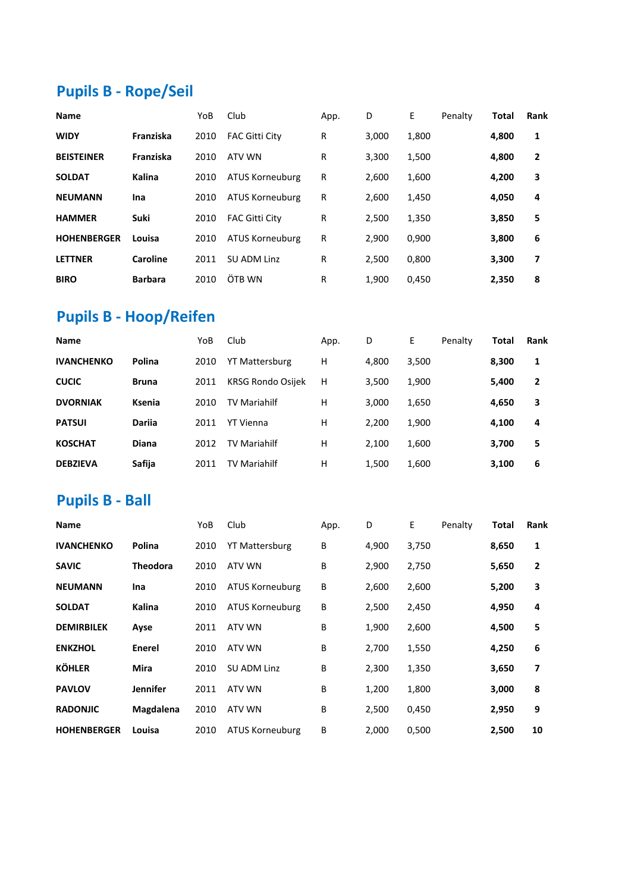## Pupils B - Rope/Seil

| Name | | YoB | Club | App. | D | E | Penalty | Total | Rank |
|---|---|---|---|---|---|---|---|---|---|
| **WIDY** | **Franziska** | 2010 | FAC Gitti City | R | 3,000 | 1,800 | | **4,800** | **1** |
| **BEISTEINER** | **Franziska** | 2010 | ATV WN | R | 3,300 | 1,500 | | **4,800** | **2** |
| **SOLDAT** | **Kalina** | 2010 | ATUS Korneuburg | R | 2,600 | 1,600 | | **4,200** | **3** |
| **NEUMANN** | **Ina** | 2010 | ATUS Korneuburg | R | 2,600 | 1,450 | | **4,050** | **4** |
| **HAMMER** | **Suki** | 2010 | FAC Gitti City | R | 2,500 | 1,350 | | **3,850** | **5** |
| **HOHENBERGER** | **Louisa** | 2010 | ATUS Korneuburg | R | 2,900 | 0,900 | | **3,800** | **6** |
| **LETTNER** | **Caroline** | 2011 | SU ADM Linz | R | 2,500 | 0,800 | | **3,300** | **7** |
| **BIRO** | **Barbara** | 2010 | ÖTB WN | R | 1,900 | 0,450 | | **2,350** | **8** |

## Pupils B - Hoop/Reifen

| Name | | YoB | Club | App. | D | E | Penalty | Total | Rank |
|---|---|---|---|---|---|---|---|---|---|
| **IVANCHENKO** | **Polina** | 2010 | YT Mattersburg | H | 4,800 | 3,500 | | **8,300** | **1** |
| **CUCIC** | **Bruna** | 2011 | KRSG Rondo Osijek | H | 3,500 | 1,900 | | **5,400** | **2** |
| **DVORNIAK** | **Ksenia** | 2010 | TV Mariahilf | H | 3,000 | 1,650 | | **4,650** | **3** |
| **PATSUI** | **Dariia** | 2011 | YT Vienna | H | 2,200 | 1,900 | | **4,100** | **4** |
| **KOSCHAT** | **Diana** | 2012 | TV Mariahilf | H | 2,100 | 1,600 | | **3,700** | **5** |
| **DEBZIEVA** | **Safija** | 2011 | TV Mariahilf | H | 1,500 | 1,600 | | **3,100** | **6** |

## Pupils B - Ball

| Name | | YoB | Club | App. | D | E | Penalty | Total | Rank |
|---|---|---|---|---|---|---|---|---|---|
| **IVANCHENKO** | **Polina** | 2010 | YT Mattersburg | B | 4,900 | 3,750 | | **8,650** | **1** |
| **SAVIC** | **Theodora** | 2010 | ATV WN | B | 2,900 | 2,750 | | **5,650** | **2** |
| **NEUMANN** | **Ina** | 2010 | ATUS Korneuburg | B | 2,600 | 2,600 | | **5,200** | **3** |
| **SOLDAT** | **Kalina** | 2010 | ATUS Korneuburg | B | 2,500 | 2,450 | | **4,950** | **4** |
| **DEMIRBILEK** | **Ayse** | 2011 | ATV WN | B | 1,900 | 2,600 | | **4,500** | **5** |
| **ENKZHOL** | **Enerel** | 2010 | ATV WN | B | 2,700 | 1,550 | | **4,250** | **6** |
| **KÖHLER** | **Mira** | 2010 | SU ADM Linz | B | 2,300 | 1,350 | | **3,650** | **7** |
| **PAVLOV** | **Jennifer** | 2011 | ATV WN | B | 1,200 | 1,800 | | **3,000** | **8** |
| **RADONJIC** | **Magdalena** | 2010 | ATV WN | B | 2,500 | 0,450 | | **2,950** | **9** |
| **HOHENBERGER** | **Louisa** | 2010 | ATUS Korneuburg | B | 2,000 | 0,500 | | **2,500** | **10** |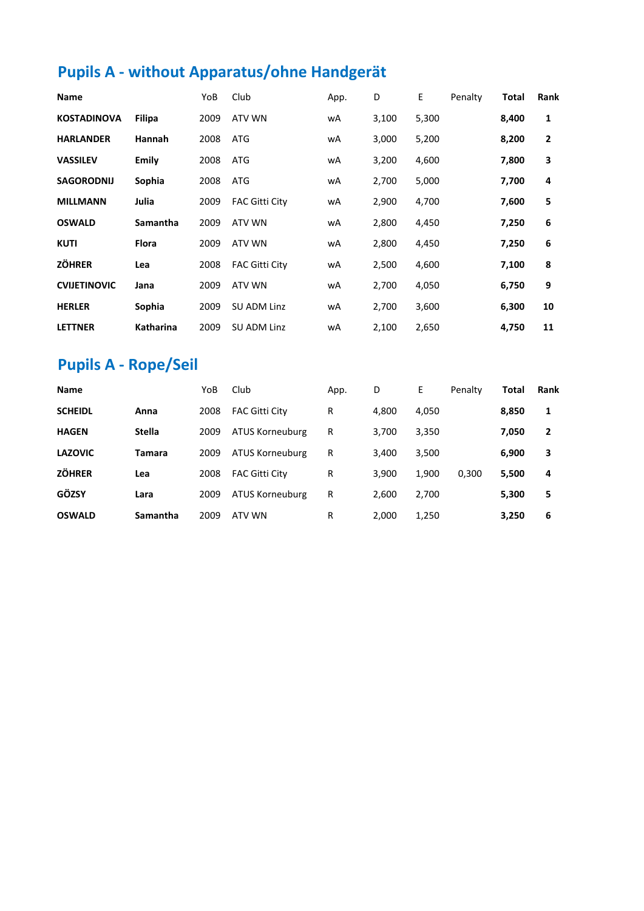## Pupils A - without Apparatus/ohne Handgerät

| Name | | YoB | Club | App. | D | E | Penalty | Total | Rank |
|---|---|---|---|---|---|---|---|---|---|
| **KOSTADINOVA** | **Filipa** | 2009 | ATV WN | wA | 3,100 | 5,300 | | **8,400** | **1** |
| **HARLANDER** | **Hannah** | 2008 | ATG | wA | 3,000 | 5,200 | | **8,200** | **2** |
| **VASSILEV** | **Emily** | 2008 | ATG | wA | 3,200 | 4,600 | | **7,800** | **3** |
| **SAGORODNIJ** | **Sophia** | 2008 | ATG | wA | 2,700 | 5,000 | | **7,700** | **4** |
| **MILLMANN** | **Julia** | 2009 | FAC Gitti City | wA | 2,900 | 4,700 | | **7,600** | **5** |
| **OSWALD** | **Samantha** | 2009 | ATV WN | wA | 2,800 | 4,450 | | **7,250** | **6** |
| **KUTI** | **Flora** | 2009 | ATV WN | wA | 2,800 | 4,450 | | **7,250** | **6** |
| **ZÖHRER** | **Lea** | 2008 | FAC Gitti City | wA | 2,500 | 4,600 | | **7,100** | **8** |
| **CVIJETINOVIC** | **Jana** | 2009 | ATV WN | wA | 2,700 | 4,050 | | **6,750** | **9** |
| **HERLER** | **Sophia** | 2009 | SU ADM Linz | wA | 2,700 | 3,600 | | **6,300** | **10** |
| **LETTNER** | **Katharina** | 2009 | SU ADM Linz | wA | 2,100 | 2,650 | | **4,750** | **11** |

## Pupils A - Rope/Seil

| Name | | YoB | Club | App. | D | E | Penalty | Total | Rank |
|---|---|---|---|---|---|---|---|---|---|
| **SCHEIDL** | **Anna** | 2008 | FAC Gitti City | R | 4,800 | 4,050 | | **8,850** | **1** |
| **HAGEN** | **Stella** | 2009 | ATUS Korneuburg | R | 3,700 | 3,350 | | **7,050** | **2** |
| **LAZOVIC** | **Tamara** | 2009 | ATUS Korneuburg | R | 3,400 | 3,500 | | **6,900** | **3** |
| **ZÖHRER** | **Lea** | 2008 | FAC Gitti City | R | 3,900 | 1,900 | 0,300 | **5,500** | **4** |
| **GÖZSY** | **Lara** | 2009 | ATUS Korneuburg | R | 2,600 | 2,700 | | **5,300** | **5** |
| **OSWALD** | **Samantha** | 2009 | ATV WN | R | 2,000 | 1,250 | | **3,250** | **6** |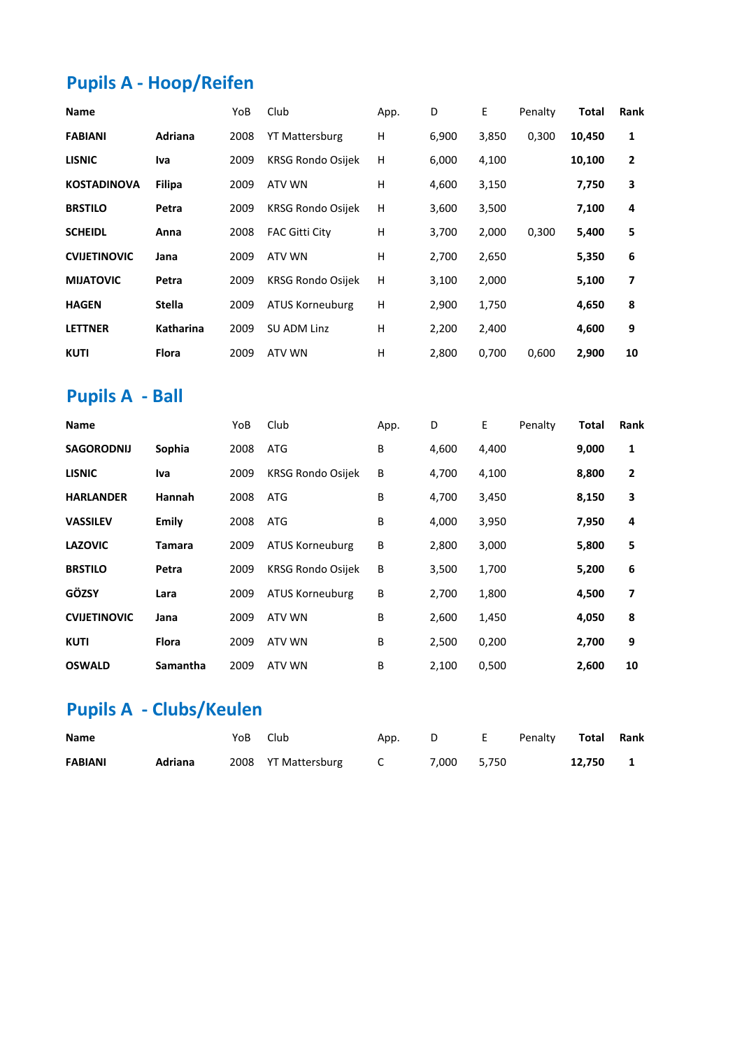## Pupils A - Hoop/Reifen

| Name | | YoB | Club | App. | D | E | Penalty | Total | Rank |
|---|---|---|---|---|---|---|---|---|---|
| **FABIANI** | **Adriana** | 2008 | YT Mattersburg | H | 6,900 | 3,850 | 0,300 | **10,450** | **1** |
| **LISNIC** | **Iva** | 2009 | KRSG Rondo Osijek | H | 6,000 | 4,100 | | **10,100** | **2** |
| **KOSTADINOVA** | **Filipa** | 2009 | ATV WN | H | 4,600 | 3,150 | | **7,750** | **3** |
| **BRSTILO** | **Petra** | 2009 | KRSG Rondo Osijek | H | 3,600 | 3,500 | | **7,100** | **4** |
| **SCHEIDL** | **Anna** | 2008 | FAC Gitti City | H | 3,700 | 2,000 | 0,300 | **5,400** | **5** |
| **CVIJETINOVIC** | **Jana** | 2009 | ATV WN | H | 2,700 | 2,650 | | **5,350** | **6** |
| **MIJATOVIC** | **Petra** | 2009 | KRSG Rondo Osijek | H | 3,100 | 2,000 | | **5,100** | **7** |
| **HAGEN** | **Stella** | 2009 | ATUS Korneuburg | H | 2,900 | 1,750 | | **4,650** | **8** |
| **LETTNER** | **Katharina** | 2009 | SU ADM Linz | H | 2,200 | 2,400 | | **4,600** | **9** |
| **KUTI** | **Flora** | 2009 | ATV WN | H | 2,800 | 0,700 | 0,600 | **2,900** | **10** |

## Pupils A - Ball

| Name | | YoB | Club | App. | D | E | Penalty | Total | Rank |
|---|---|---|---|---|---|---|---|---|---|
| **SAGORODNIJ** | **Sophia** | 2008 | ATG | B | 4,600 | 4,400 | | **9,000** | **1** |
| **LISNIC** | **Iva** | 2009 | KRSG Rondo Osijek | B | 4,700 | 4,100 | | **8,800** | **2** |
| **HARLANDER** | **Hannah** | 2008 | ATG | B | 4,700 | 3,450 | | **8,150** | **3** |
| **VASSILEV** | **Emily** | 2008 | ATG | B | 4,000 | 3,950 | | **7,950** | **4** |
| **LAZOVIC** | **Tamara** | 2009 | ATUS Korneuburg | B | 2,800 | 3,000 | | **5,800** | **5** |
| **BRSTILO** | **Petra** | 2009 | KRSG Rondo Osijek | B | 3,500 | 1,700 | | **5,200** | **6** |
| **GÖZSY** | **Lara** | 2009 | ATUS Korneuburg | B | 2,700 | 1,800 | | **4,500** | **7** |
| **CVIJETINOVIC** | **Jana** | 2009 | ATV WN | B | 2,600 | 1,450 | | **4,050** | **8** |
| **KUTI** | **Flora** | 2009 | ATV WN | B | 2,500 | 0,200 | | **2,700** | **9** |
| **OSWALD** | **Samantha** | 2009 | ATV WN | B | 2,100 | 0,500 | | **2,600** | **10** |

## Pupils A - Clubs/Keulen

| Name | | YoB | Club | App. | D | E | Penalty | Total | Rank |
|---|---|---|---|---|---|---|---|---|---|
| **FABIANI** | **Adriana** | 2008 | YT Mattersburg | C | 7,000 | 5,750 | | **12,750** | **1** |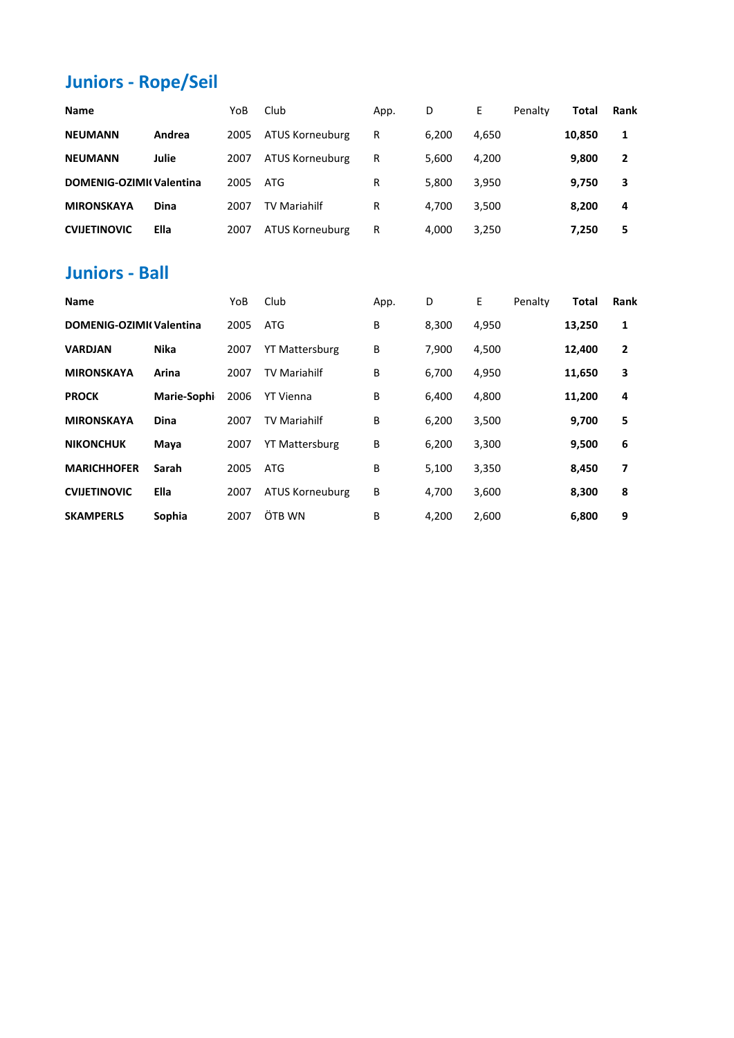## Juniors - Rope/Seil

| Name | | YoB | Club | App. | D | E | Penalty | Total | Rank |
|---|---|---|---|---|---|---|---|---|---|
| **NEUMANN** | **Andrea** | 2005 | ATUS Korneuburg | R | 6,200 | 4,650 | | **10,850** | **1** |
| **NEUMANN** | **Julie** | 2007 | ATUS Korneuburg | R | 5,600 | 4,200 | | **9,800** | **2** |
| **DOMENIG-OZIMI(** | **Valentina** | 2005 | ATG | R | 5,800 | 3,950 | | **9,750** | **3** |
| **MIRONSKAYA** | **Dina** | 2007 | TV Mariahilf | R | 4,700 | 3,500 | | **8,200** | **4** |
| **CVIJETINOVIC** | **Ella** | 2007 | ATUS Korneuburg | R | 4,000 | 3,250 | | **7,250** | **5** |

## Juniors - Ball

| Name | | YoB | Club | App. | D | E | Penalty | Total | Rank |
|---|---|---|---|---|---|---|---|---|---|
| **DOMENIG-OZIMI(** | **Valentina** | 2005 | ATG | B | 8,300 | 4,950 | | **13,250** | **1** |
| **VARDJAN** | **Nika** | 2007 | YT Mattersburg | B | 7,900 | 4,500 | | **12,400** | **2** |
| **MIRONSKAYA** | **Arina** | 2007 | TV Mariahilf | B | 6,700 | 4,950 | | **11,650** | **3** |
| **PROCK** | **Marie-Sophi** | 2006 | YT Vienna | B | 6,400 | 4,800 | | **11,200** | **4** |
| **MIRONSKAYA** | **Dina** | 2007 | TV Mariahilf | B | 6,200 | 3,500 | | **9,700** | **5** |
| **NIKONCHUK** | **Maya** | 2007 | YT Mattersburg | B | 6,200 | 3,300 | | **9,500** | **6** |
| **MARICHHOFER** | **Sarah** | 2005 | ATG | B | 5,100 | 3,350 | | **8,450** | **7** |
| **CVIJETINOVIC** | **Ella** | 2007 | ATUS Korneuburg | B | 4,700 | 3,600 | | **8,300** | **8** |
| **SKAMPERLS** | **Sophia** | 2007 | ÖTB WN | B | 4,200 | 2,600 | | **6,800** | **9** |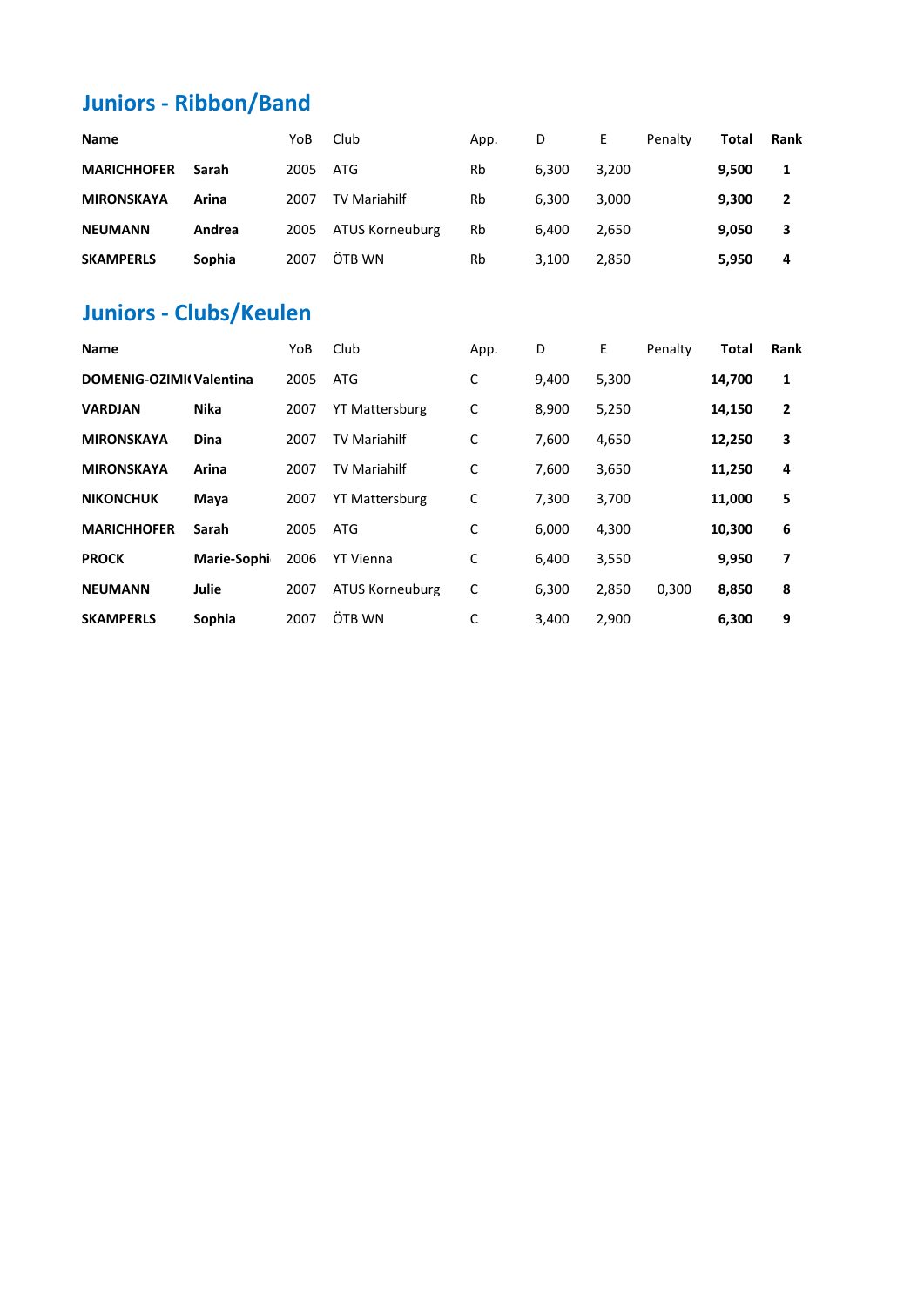## Juniors - Ribbon/Band

| Name | | YoB | Club | App. | D | E | Penalty | Total | Rank |
|---|---|---|---|---|---|---|---|---|---|
| **MARICHHOFER** | **Sarah** | 2005 | ATG | Rb | 6,300 | 3,200 | | **9,500** | **1** |
| **MIRONSKAYA** | **Arina** | 2007 | TV Mariahilf | Rb | 6,300 | 3,000 | | **9,300** | **2** |
| **NEUMANN** | **Andrea** | 2005 | ATUS Korneuburg | Rb | 6,400 | 2,650 | | **9,050** | **3** |
| **SKAMPERLS** | **Sophia** | 2007 | ÖTB WN | Rb | 3,100 | 2,850 | | **5,950** | **4** |

## Juniors - Clubs/Keulen

| Name | | YoB | Club | App. | D | E | Penalty | Total | Rank |
|---|---|---|---|---|---|---|---|---|---|
| **DOMENIG-OZIMI(** | **Valentina** | 2005 | ATG | C | 9,400 | 5,300 | | **14,700** | **1** |
| **VARDJAN** | **Nika** | 2007 | YT Mattersburg | C | 8,900 | 5,250 | | **14,150** | **2** |
| **MIRONSKAYA** | **Dina** | 2007 | TV Mariahilf | C | 7,600 | 4,650 | | **12,250** | **3** |
| **MIRONSKAYA** | **Arina** | 2007 | TV Mariahilf | C | 7,600 | 3,650 | | **11,250** | **4** |
| **NIKONCHUK** | **Maya** | 2007 | YT Mattersburg | C | 7,300 | 3,700 | | **11,000** | **5** |
| **MARICHHOFER** | **Sarah** | 2005 | ATG | C | 6,000 | 4,300 | | **10,300** | **6** |
| **PROCK** | **Marie-Sophi** | 2006 | YT Vienna | C | 6,400 | 3,550 | | **9,950** | **7** |
| **NEUMANN** | **Julie** | 2007 | ATUS Korneuburg | C | 6,300 | 2,850 | 0,300 | **8,850** | **8** |
| **SKAMPERLS** | **Sophia** | 2007 | ÖTB WN | C | 3,400 | 2,900 | | **6,300** | **9** |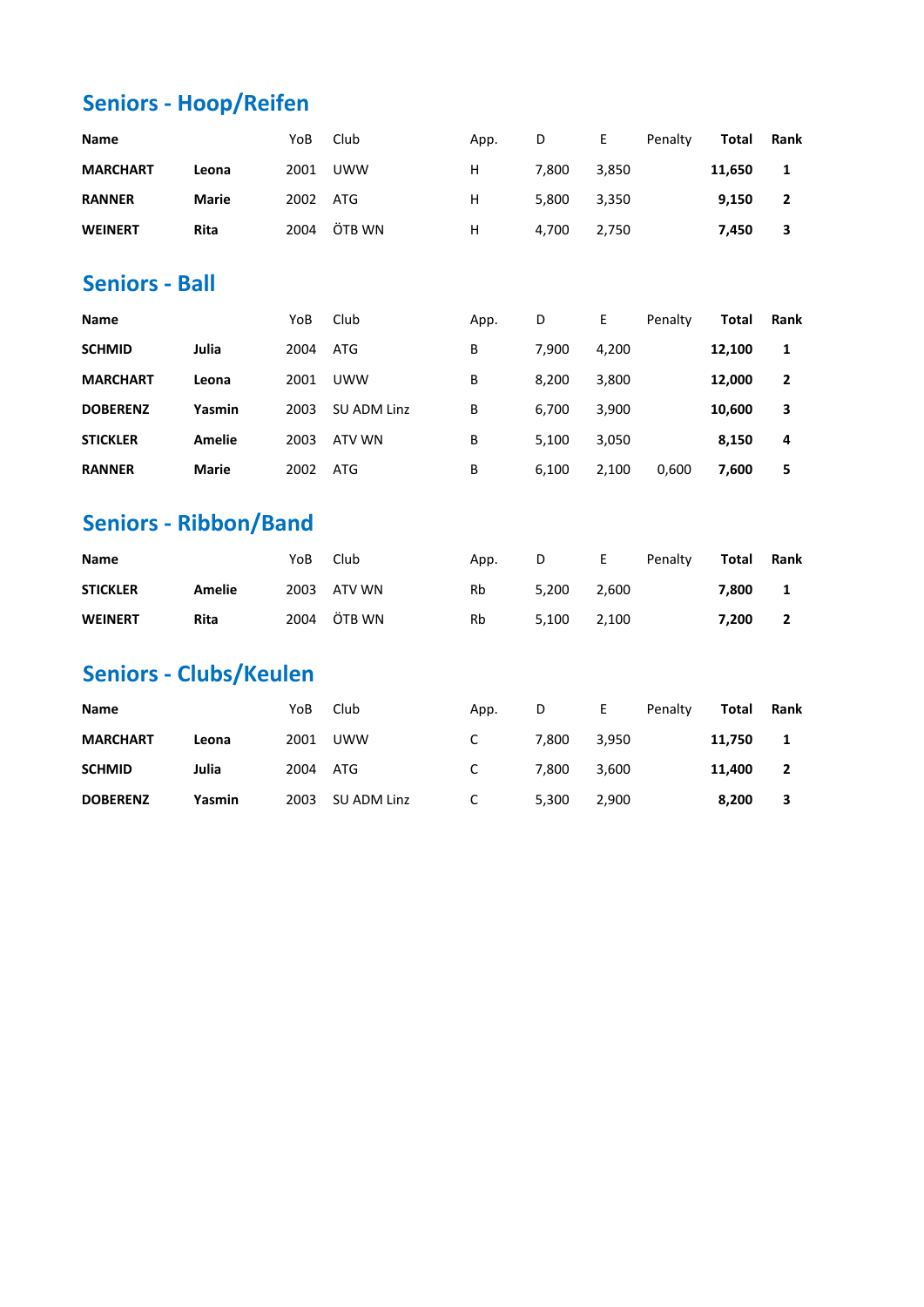## Seniors - Hoop/Reifen

| Name | | YoB | Club | App. | D | E | Penalty | Total | Rank |
|---|---|---|---|---|---|---|---|---|---|
| **MARCHART** | **Leona** | 2001 | UWW | H | 7,800 | 3,850 | | **11,650** | **1** |
| **RANNER** | **Marie** | 2002 | ATG | H | 5,800 | 3,350 | | **9,150** | **2** |
| **WEINERT** | **Rita** | 2004 | ÖTB WN | H | 4,700 | 2,750 | | **7,450** | **3** |

## Seniors - Ball

| Name | | YoB | Club | App. | D | E | Penalty | Total | Rank |
|---|---|---|---|---|---|---|---|---|---|
| **SCHMID** | **Julia** | 2004 | ATG | B | 7,900 | 4,200 | | **12,100** | **1** |
| **MARCHART** | **Leona** | 2001 | UWW | B | 8,200 | 3,800 | | **12,000** | **2** |
| **DOBERENZ** | **Yasmin** | 2003 | SU ADM Linz | B | 6,700 | 3,900 | | **10,600** | **3** |
| **STICKLER** | **Amelie** | 2003 | ATV WN | B | 5,100 | 3,050 | | **8,150** | **4** |
| **RANNER** | **Marie** | 2002 | ATG | B | 6,100 | 2,100 | 0,600 | **7,600** | **5** |

## Seniors - Ribbon/Band

| Name | | YoB | Club | App. | D | E | Penalty | Total | Rank |
|---|---|---|---|---|---|---|---|---|---|
| **STICKLER** | **Amelie** | 2003 | ATV WN | Rb | 5,200 | 2,600 | | **7,800** | **1** |
| **WEINERT** | **Rita** | 2004 | ÖTB WN | Rb | 5,100 | 2,100 | | **7,200** | **2** |

## Seniors - Clubs/Keulen

| Name | | YoB | Club | App. | D | E | Penalty | Total | Rank |
|---|---|---|---|---|---|---|---|---|---|
| **MARCHART** | **Leona** | 2001 | UWW | C | 7,800 | 3,950 | | **11,750** | **1** |
| **SCHMID** | **Julia** | 2004 | ATG | C | 7,800 | 3,600 | | **11,400** | **2** |
| **DOBERENZ** | **Yasmin** | 2003 | SU ADM Linz | C | 5,300 | 2,900 | | **8,200** | **3** |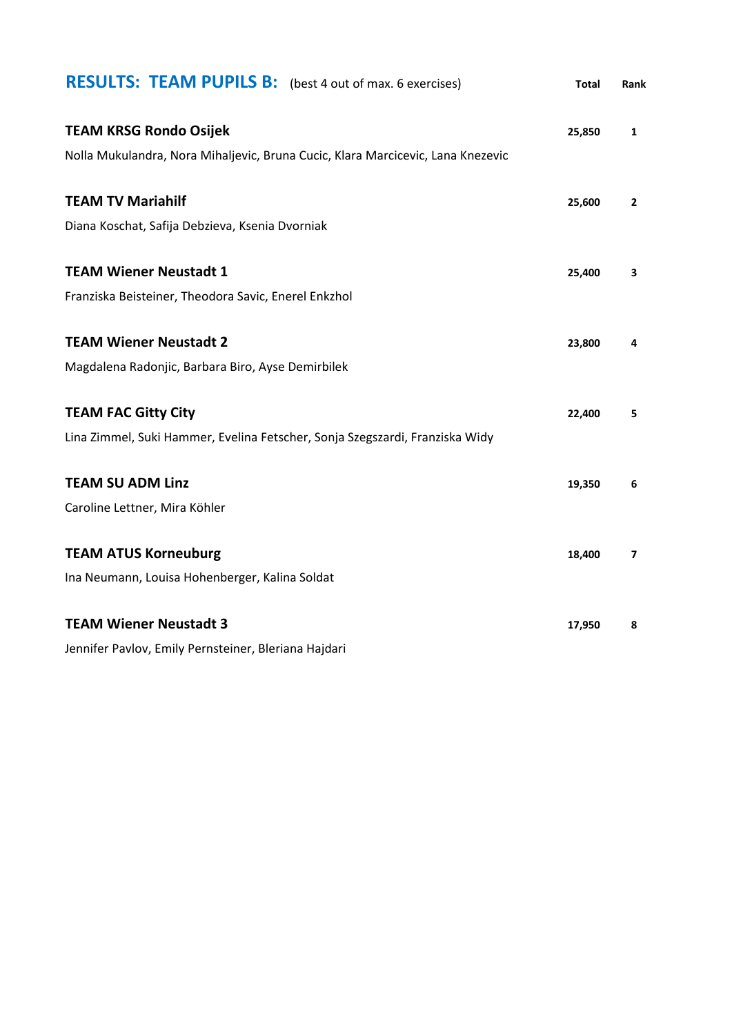## RESULTS: TEAM PUPILS B: (best 4 out of max. 6 exercises)

| Team | Total | Rank |
|---|---|---|
| **TEAM KRSG Rondo Osijek**<br>Nolla Mukulandra, Nora Mihaljevic, Bruna Cucic, Klara Marcicevic, Lana Knezevic | 25,850 | 1 |
| **TEAM TV Mariahilf**<br>Diana Koschat, Safija Debzieva, Ksenia Dvorniak | 25,600 | 2 |
| **TEAM Wiener Neustadt 1**<br>Franziska Beisteiner, Theodora Savic, Enerel Enkzhol | 25,400 | 3 |
| **TEAM Wiener Neustadt 2**<br>Magdalena Radonjic, Barbara Biro, Ayse Demirbilek | 23,800 | 4 |
| **TEAM FAC Gitty City**<br>Lina Zimmel, Suki Hammer, Evelina Fetscher, Sonja Szegszardi, Franziska Widy | 22,400 | 5 |
| **TEAM SU ADM Linz**<br>Caroline Lettner, Mira Köhler | 19,350 | 6 |
| **TEAM ATUS Korneuburg**<br>Ina Neumann, Louisa Hohenberger, Kalina Soldat | 18,400 | 7 |
| **TEAM Wiener Neustadt 3**<br>Jennifer Pavlov, Emily Pernsteiner, Bleriana Hajdari | 17,950 | 8 |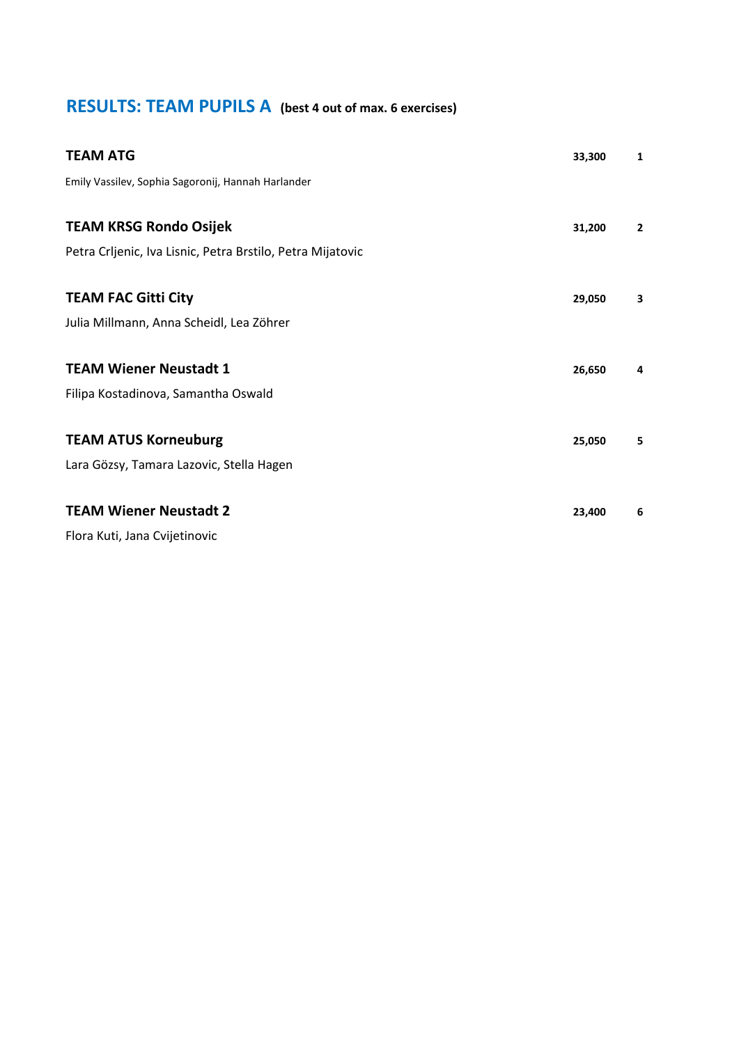## RESULTS: TEAM PUPILS A **(best 4 out of max. 6 exercises)**

**TEAM ATG** **33,300** **1**

Emily Vassilev, Sophia Sagoronij, Hannah Harlander

**TEAM KRSG Rondo Osijek** **31,200** **2**

Petra Crljenic, Iva Lisnic, Petra Brstilo, Petra Mijatovic

**TEAM FAC Gitti City** **29,050** **3**

Julia Millmann, Anna Scheidl, Lea Zöhrer

**TEAM Wiener Neustadt 1** **26,650** **4**

Filipa Kostadinova, Samantha Oswald

**TEAM ATUS Korneuburg** **25,050** **5**

Lara Gözsy, Tamara Lazovic, Stella Hagen

**TEAM Wiener Neustadt 2** **23,400** **6**

Flora Kuti, Jana Cvijetinovic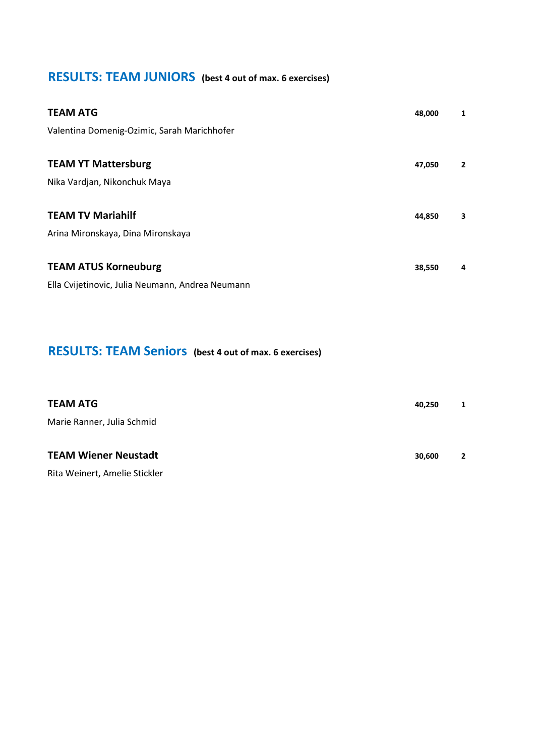## RESULTS: TEAM JUNIORS **(best 4 out of max. 6 exercises)**

**TEAM ATG** **48,000** **1**

Valentina Domenig-Ozimic, Sarah Marichhofer

**TEAM YT Mattersburg** **47,050** **2**

Nika Vardjan, Nikonchuk Maya

**TEAM TV Mariahilf** **44,850** **3**

Arina Mironskaya, Dina Mironskaya

**TEAM ATUS Korneuburg** **38,550** **4**

Ella Cvijetinovic, Julia Neumann, Andrea Neumann

## RESULTS: TEAM Seniors **(best 4 out of max. 6 exercises)**

**TEAM ATG** **40,250** **1**

Marie Ranner, Julia Schmid

**TEAM Wiener Neustadt** **30,600** **2**

Rita Weinert, Amelie Stickler